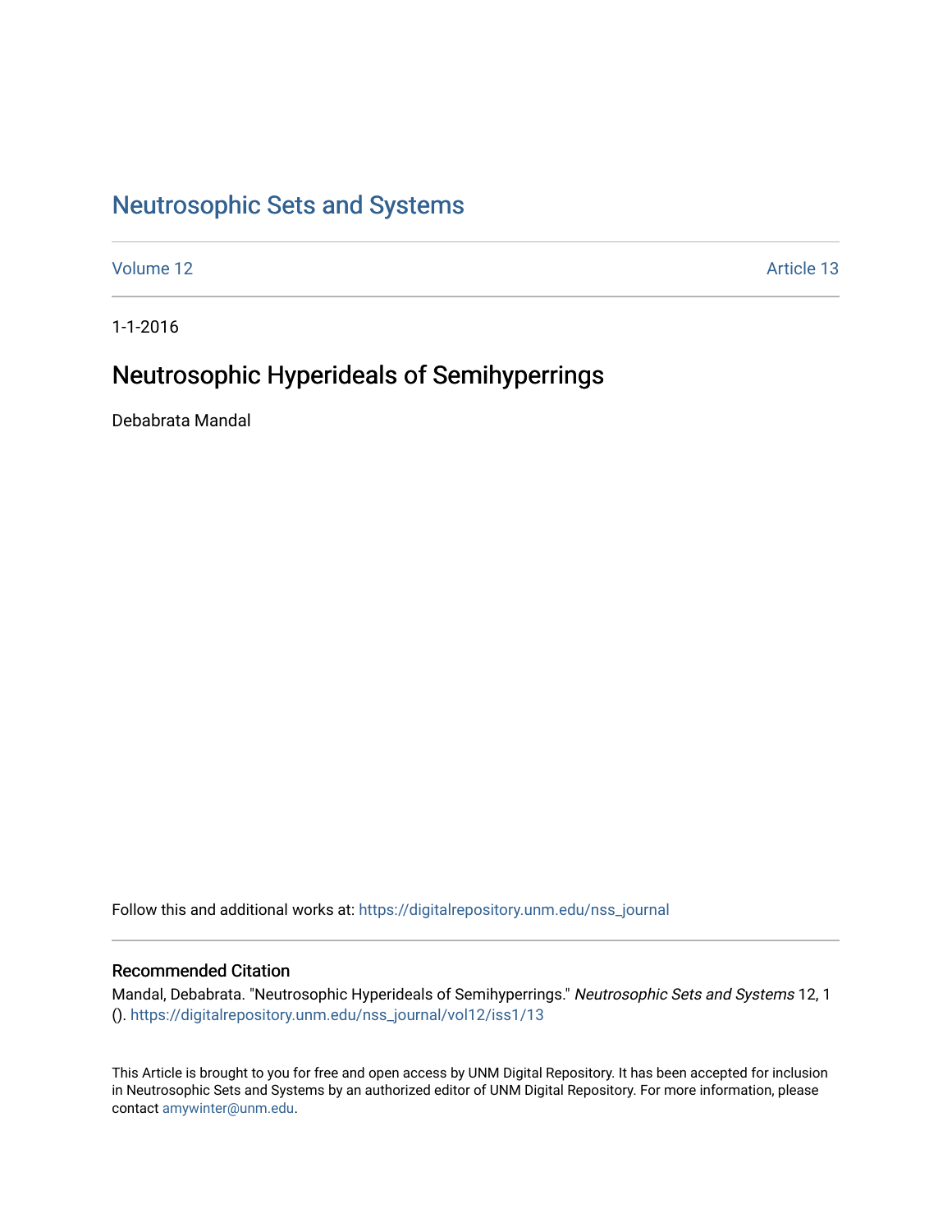# Neutrosophic Sets and Systems

Volume 12 | Article 13

1-1-2016

## Neutrosophic Hyperideals of Semihyperrings

Debabrata Mandal

Follow this and additional works at: https://digitalrepository.unm.edu/nss_journal

### Recommended Citation

Mandal, Debabrata. "Neutrosophic Hyperideals of Semihyperrings." *Neutrosophic Sets and Systems* 12, 1 (). https://digitalrepository.unm.edu/nss_journal/vol12/iss1/13

This Article is brought to you for free and open access by UNM Digital Repository. It has been accepted for inclusion in Neutrosophic Sets and Systems by an authorized editor of UNM Digital Repository. For more information, please contact amywinter@unm.edu.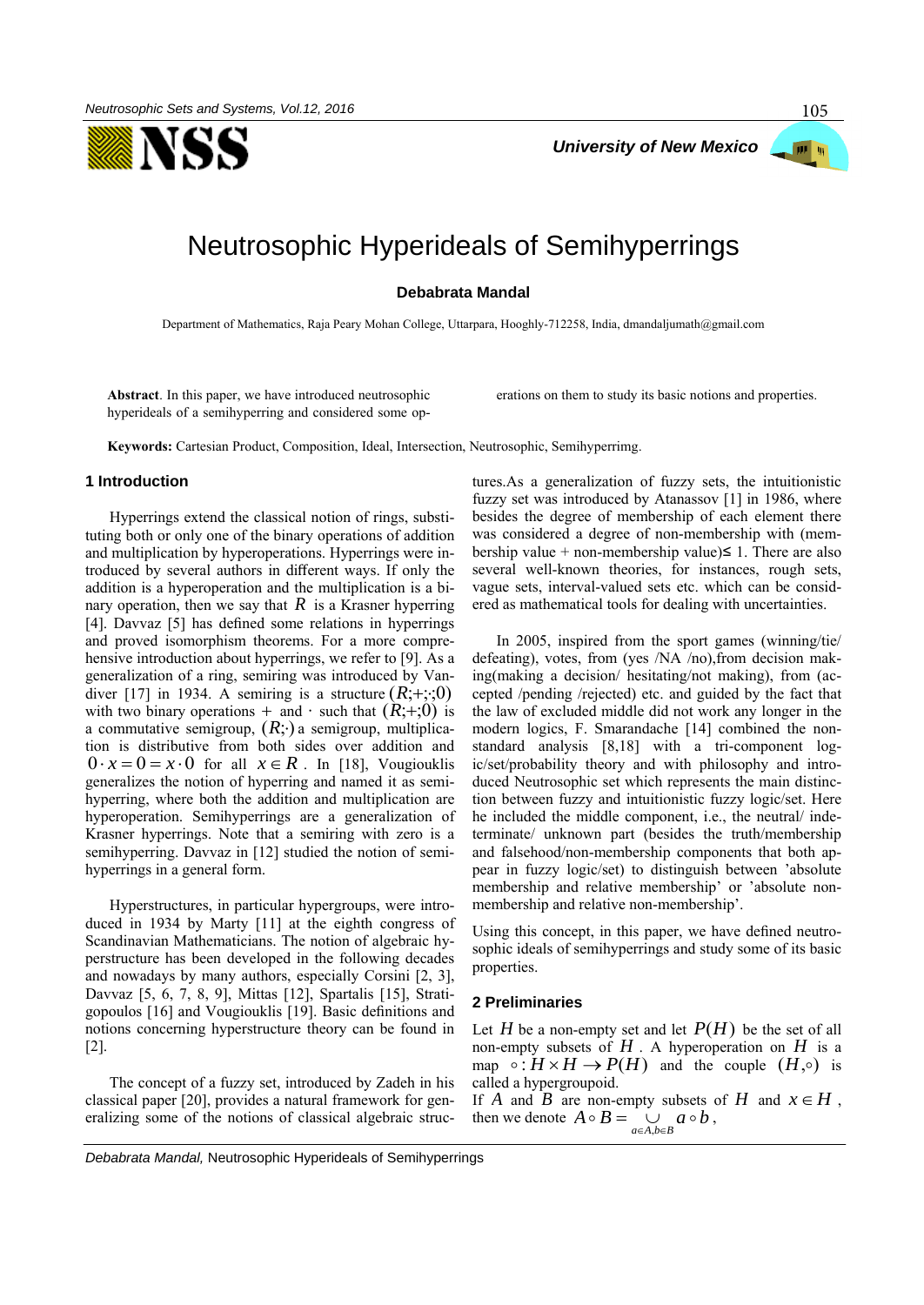# Neutrosophic Hyperideals of Semihyperrings

**Debabrata Mandal**

Department of Mathematics, Raja Peary Mohan College, Uttarpara, Hooghly-712258, India, dmandaljumath@gmail.com

**Abstract**. In this paper, we have introduced neutrosophic hyperideals of a semihyperring and considered some operations on them to study its basic notions and properties.

**Keywords:** Cartesian Product, Composition, Ideal, Intersection, Neutrosophic, Semihyperrimg.

## 1 Introduction

Hyperrings extend the classical notion of rings, substituting both or only one of the binary operations of addition and multiplication by hyperoperations. Hyperrings were introduced by several authors in different ways. If only the addition is a hyperoperation and the multiplication is a binary operation, then we say that $R$ is a Krasner hyperring [4]. Davvaz [5] has defined some relations in hyperrings and proved isomorphism theorems. For a more comprehensive introduction about hyperrings, we refer to [9]. As a generalization of a ring, semiring was introduced by Vandiver [17] in 1934. A semiring is a structure $(R;+;\cdot;0)$ with two binary operations $+$ and $\cdot$ such that $(R;+;0)$ is a commutative semigroup, $(R;\cdot)$ a semigroup, multiplication is distributive from both sides over addition and $0 \cdot x = 0 = x \cdot 0$ for all $x \in R$. In [18], Vougiouklis generalizes the notion of hyperring and named it as semihyperring, where both the addition and multiplication are hyperoperation. Semihyperrings are a generalization of Krasner hyperrings. Note that a semiring with zero is a semihyperring. Davvaz in [12] studied the notion of semihyperrings in a general form.

Hyperstructures, in particular hypergroups, were introduced in 1934 by Marty [11] at the eighth congress of Scandinavian Mathematicians. The notion of algebraic hyperstructure has been developed in the following decades and nowadays by many authors, especially Corsini [2, 3], Davvaz [5, 6, 7, 8, 9], Mittas [12], Spartalis [15], Stratigopoulos [16] and Vougiouklis [19]. Basic definitions and notions concerning hyperstructure theory can be found in [2].

The concept of a fuzzy set, introduced by Zadeh in his classical paper [20], provides a natural framework for generalizing some of the notions of classical algebraic structures.As a generalization of fuzzy sets, the intuitionistic fuzzy set was introduced by Atanassov [1] in 1986, where besides the degree of membership of each element there was considered a degree of non-membership with (membership value + non-membership value)≤ 1. There are also several well-known theories, for instances, rough sets, vague sets, interval-valued sets etc. which can be considered as mathematical tools for dealing with uncertainties.

In 2005, inspired from the sport games (winning/tie/defeating), votes, from (yes /NA /no),from decision making(making a decision/ hesitating/not making), from (accepted /pending /rejected) etc. and guided by the fact that the law of excluded middle did not work any longer in the modern logics, F. Smarandache [14] combined the non-standard analysis [8,18] with a tri-component logic/set/probability theory and with philosophy and introduced Neutrosophic set which represents the main distinction between fuzzy and intuitionistic fuzzy logic/set. Here he included the middle component, i.e., the neutral/ indeterminate/ unknown part (besides the truth/membership and falsehood/non-membership components that both appear in fuzzy logic/set) to distinguish between 'absolute membership and relative membership' or 'absolute non-membership and relative non-membership'.

Using this concept, in this paper, we have defined neutrosophic ideals of semihyperrings and study some of its basic properties.

## 2 Preliminaries

Let $H$ be a non-empty set and let $P(H)$ be the set of all non-empty subsets of $H$. A hyperoperation on $H$ is a map $\circ : H \times H \to P(H)$ and the couple $(H,\circ)$ is called a hypergroupoid.

If $A$ and $B$ are non-empty subsets of $H$ and $x \in H$, then we denote $A \circ B = \underset{a \in A, b \in B}{\cup} a \circ b$,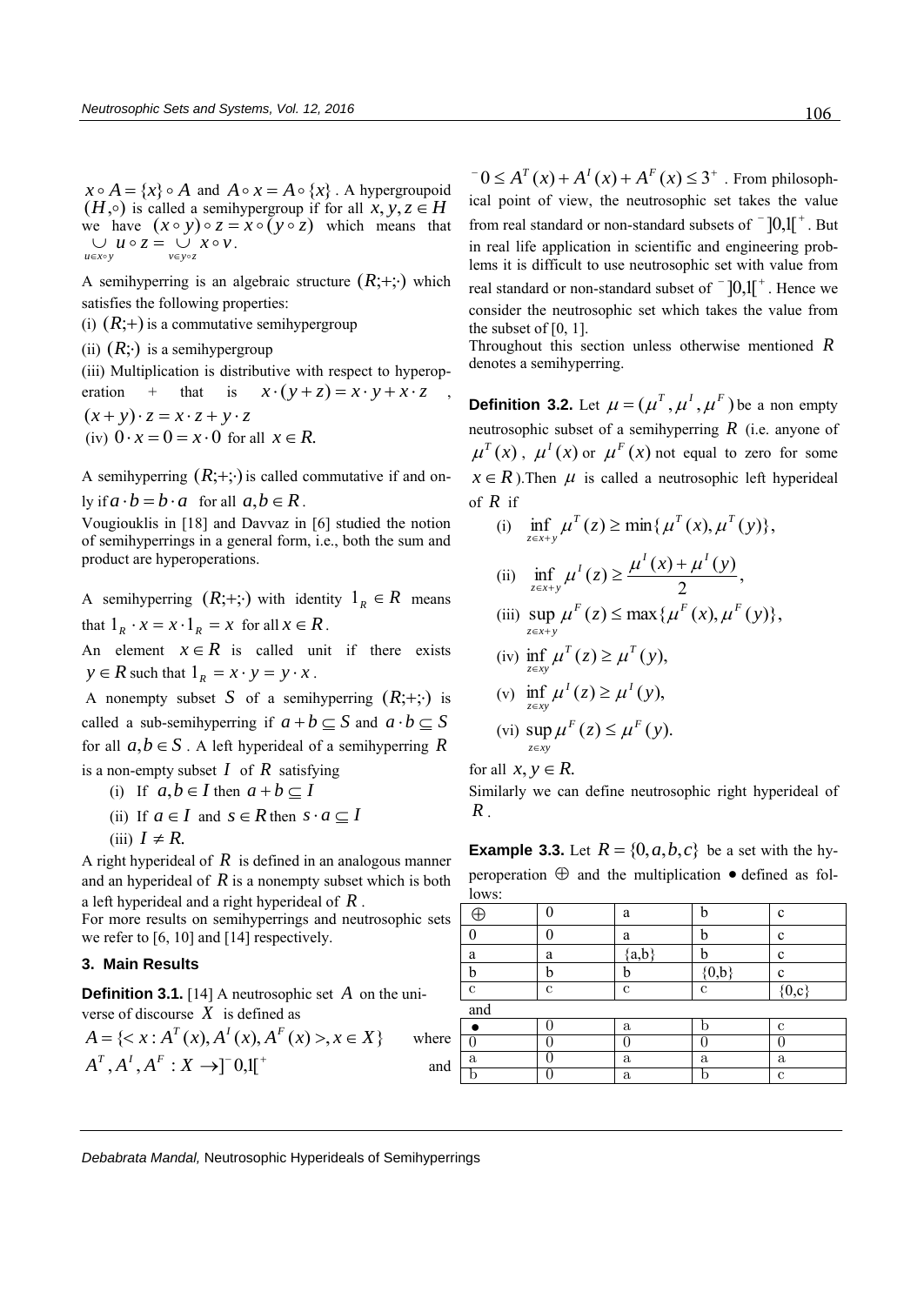$x \circ A = \{x\} \circ A$ and $A \circ x = A \circ \{x\}$. A hypergroupoid $(H, \circ)$ is called a semihypergroup if for all $x, y, z \in H$ we have $(x \circ y) \circ z = x \circ (y \circ z)$ which means that $\bigcup_{u \in x \circ y} u \circ z = \bigcup_{v \in y \circ z} x \circ v$.

A semihyperring is an algebraic structure $(R;+;\cdot)$ which satisfies the following properties:

(i) $(R;+)$ is a commutative semihypergroup

(ii) $(R;\cdot)$ is a semihypergroup

(iii) Multiplication is distributive with respect to hyperoperation + that is $x \cdot (y+z) = x \cdot y + x \cdot z$, $(x+y) \cdot z = x \cdot z + y \cdot z$

(iv) $0 \cdot x = 0 = x \cdot 0$ for all $x \in R.$

A semihyperring $(R;+;\cdot)$ is called commutative if and only if $a \cdot b = b \cdot a$ for all $a, b \in R$.

Vougiouklis in [18] and Davvaz in [6] studied the notion of semihyperrings in a general form, i.e., both the sum and product are hyperoperations.

A semihyperring $(R;+;\cdot)$ with identity $1_R \in R$ means that $1_R \cdot x = x \cdot 1_R = x$ for all $x \in R$.

An element $x \in R$ is called unit if there exists $y \in R$ such that $1_R = x \cdot y = y \cdot x$.

A nonempty subset $S$ of a semihyperring $(R;+;\cdot)$ is called a sub-semihyperring if $a + b \subseteq S$ and $a \cdot b \subseteq S$ for all $a, b \in S$. A left hyperideal of a semihyperring $R$ is a non-empty subset $I$ of $R$ satisfying

(i) If $a, b \in I$ then $a + b \subseteq I$

(ii) If $a \in I$ and $s \in R$ then $s \cdot a \subseteq I$

(iii) $I \neq R.$

A right hyperideal of $R$ is defined in an analogous manner and an hyperideal of $R$ is a nonempty subset which is both a left hyperideal and a right hyperideal of $R$.

For more results on semihyperrings and neutrosophic sets we refer to [6, 10] and [14] respectively.

## 3. Main Results

**Definition 3.1.** [14] A neutrosophic set $A$ on the universe of discourse $X$ is defined as

$A = \{< x : A^T(x), A^I(x), A^F(x) >, x \in X\}$ where $A^T, A^I, A^F : X \to ]^-0, 1[^+$ and $^-0 \leq A^T(x) + A^I(x) + A^F(x) \leq 3^+$. From philosophical point of view, the neutrosophic set takes the value from real standard or non-standard subsets of $]^-0, 1[^+$. But in real life application in scientific and engineering problems it is difficult to use neutrosophic set with value from real standard or non-standard subset of $]^-0, 1[^+$. Hence we consider the neutrosophic set which takes the value from the subset of [0, 1].

Throughout this section unless otherwise mentioned $R$ denotes a semihyperring.

**Definition 3.2.** Let $\mu = (\mu^T, \mu^I, \mu^F)$ be a non empty neutrosophic subset of a semihyperring $R$ (i.e. anyone of $\mu^T(x)$, $\mu^I(x)$ or $\mu^F(x)$ not equal to zero for some $x \in R$).Then $\mu$ is called a neutrosophic left hyperideal of $R$ if

(i) $\inf_{z \in x+y} \mu^T(z) \geq \min\{\mu^T(x), \mu^T(y)\}$,

(ii) $\inf_{z \in x+y} \mu^I(z) \geq \frac{\mu^I(x) + \mu^I(y)}{2}$,

(iii) $\sup_{z \in x+y} \mu^F(z) \leq \max\{\mu^F(x), \mu^F(y)\}$,

(iv) $\inf_{z \in xy} \mu^T(z) \geq \mu^T(y)$,

(v) $\inf_{z \in xy} \mu^I(z) \geq \mu^I(y)$,

(vi) $\sup_{z \in xy} \mu^F(z) \leq \mu^F(y)$.

for all $x, y \in R.$

Similarly we can define neutrosophic right hyperideal of $R$.

**Example 3.3.** Let $R = \{0, a, b, c\}$ be a set with the hyperoperation $\oplus$ and the multiplication $\bullet$ defined as follows:

| $\oplus$ | 0 | a | b | c |
|---|---|---|---|---|
| 0 | 0 | a | b | c |
| a | a | {a,b} | b | c |
| b | b | b | {0,b} | c |
| c | c | c | c | {0,c} |

and

| $\bullet$ | 0 | a | b | c |
|---|---|---|---|---|
| 0 | 0 | 0 | 0 | 0 |
| a | 0 | a | a | a |
| b | 0 | a | b | c |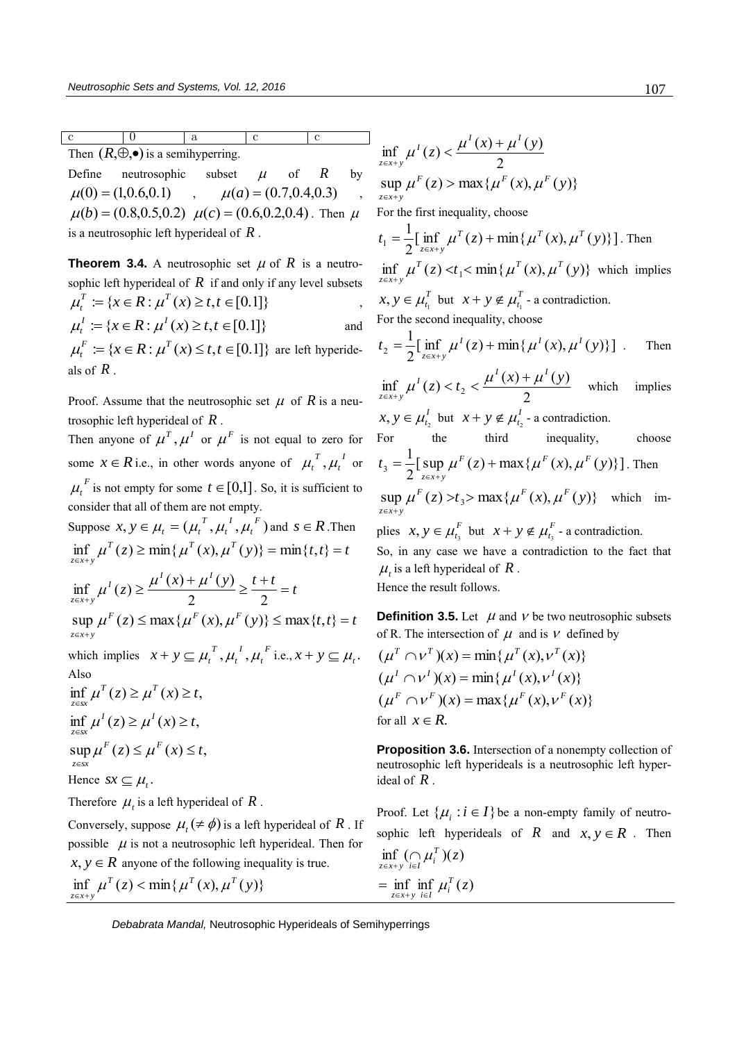| c | 0 | a | c | c |
|---|---|---|---|---|

Then $(R,\oplus,\bullet)$ is a semihyperring.

Define neutrosophic subset $\mu$ of $R$ by $\mu(0)=(1,0.6,0.1)$ , $\mu(a)=(0.7,0.4,0.3)$ , $\mu(b)=(0.8,0.5,0.2)$ $\mu(c)=(0.6,0.2,0.4)$. Then $\mu$ is a neutrosophic left hyperideal of $R$.

**Theorem 3.4.** A neutrosophic set $\mu$ of $R$ is a neutrosophic left hyperideal of $R$ if and only if any level subsets $\mu_t^T := \{x \in R : \mu^T(x) \geq t, t \in [0.1]\}$ , $\mu_t^I := \{x \in R : \mu^I(x) \geq t, t \in [0.1]\}$ and $\mu_t^F := \{x \in R : \mu^T(x) \leq t, t \in [0.1]\}$ are left hyperideals of $R$.

Proof. Assume that the neutrosophic set $\mu$ of $R$ is a neutrosophic left hyperideal of $R$.

Then anyone of $\mu^T, \mu^I$ or $\mu^F$ is not equal to zero for some $x \in R$ i.e., in other words anyone of $\mu_t^T, \mu_t^I$ or $\mu_t^F$ is not empty for some $t \in [0,1]$. So, it is sufficient to consider that all of them are not empty.

Suppose $x, y \in \mu_t = (\mu_t^T, \mu_t^I, \mu_t^F)$ and $s \in R$. Then

$$\inf_{z \in x+y} \mu^T(z) \geq \min\{\mu^T(x), \mu^T(y)\} = \min\{t,t\} = t$$

$$\inf_{z \in x+y} \mu^I(z) \geq \frac{\mu^I(x)+\mu^I(y)}{2} \geq \frac{t+t}{2} = t$$

$$\sup_{z \in x+y} \mu^F(z) \leq \max\{\mu^F(x), \mu^F(y)\} \leq \max\{t,t\} = t$$

which implies $x+y \subseteq \mu_t^T, \mu_t^I, \mu_t^F$ i.e., $x+y \subseteq \mu_t$.

Also

$$\inf_{z \in sx} \mu^T(z) \geq \mu^T(x) \geq t,$$

$$\inf_{z \in sx} \mu^I(z) \geq \mu^I(x) \geq t,$$

$$\sup_{z \in sx} \mu^F(z) \leq \mu^F(x) \leq t,$$

Hence $sx \subseteq \mu_t$.

Therefore $\mu_t$ is a left hyperideal of $R$.

Conversely, suppose $\mu_t (\neq \phi)$ is a left hyperideal of $R$. If possible $\mu$ is not a neutrosophic left hyperideal. Then for $x, y \in R$ anyone of the following inequality is true.

$$\inf_{z \in x+y} \mu^T(z) < \min\{\mu^T(x), \mu^T(y)\}$$

$$\inf_{z \in x+y} \mu^I(z) < \frac{\mu^I(x)+\mu^I(y)}{2}$$

$$\sup_{z \in x+y} \mu^F(z) > \max\{\mu^F(x), \mu^F(y)\}$$

For the first inequality, choose

$t_1 = \frac{1}{2}[\inf_{z \in x+y} \mu^T(z) + \min\{\mu^T(x), \mu^T(y)\}]$. Then $\inf_{z \in x+y} \mu^T(z) < t_1 < \min\{\mu^T(x), \mu^T(y)\}$ which implies $x, y \in \mu_{t_1}^T$ but $x+y \notin \mu_{t_1}^T$ - a contradiction.

For the second inequality, choose

$t_2 = \frac{1}{2}[\inf_{z \in x+y} \mu^I(z) + \min\{\mu^I(x), \mu^I(y)\}]$ . Then $\inf_{z \in x+y} \mu^I(z) < t_2 < \frac{\mu^I(x)+\mu^I(y)}{2}$ which implies $x, y \in \mu_{t_2}^I$ but $x+y \notin \mu_{t_2}^I$ - a contradiction.

For the third inequality, choose $t_3 = \frac{1}{2}[\sup_{z \in x+y} \mu^F(z) + \max\{\mu^F(x), \mu^F(y)\}]$. Then $\sup_{z \in x+y} \mu^F(z) > t_3 > \max\{\mu^F(x), \mu^F(y)\}$ which implies $x, y \in \mu_{t_3}^F$ but $x+y \notin \mu_{t_3}^F$ - a contradiction.

So, in any case we have a contradiction to the fact that $\mu_t$ is a left hyperideal of $R$.

Hence the result follows.

**Definition 3.5.** Let $\mu$ and $\nu$ be two neutrosophic subsets of R. The intersection of $\mu$ and is $\nu$ defined by

$$(\mu^T \cap \nu^T)(x) = \min\{\mu^T(x), \nu^T(x)\}$$

$$(\mu^I \cap \nu^I)(x) = \min\{\mu^I(x), \nu^I(x)\}$$

$$(\mu^F \cap \nu^F)(x) = \max\{\mu^F(x), \nu^F(x)\}$$

for all $x \in R$.

**Proposition 3.6.** Intersection of a nonempty collection of neutrosophic left hyperideals is a neutrosophic left hyperideal of $R$.

Proof. Let $\{\mu_i : i \in I\}$ be a non-empty family of neutrosophic left hyperideals of $R$ and $x, y \in R$. Then

$$\inf_{z \in x+y} (\bigcap_{i \in I} \mu_i^T)(z)$$

$$= \inf_{z \in x+y} \inf_{i \in I} \mu_i^T(z)$$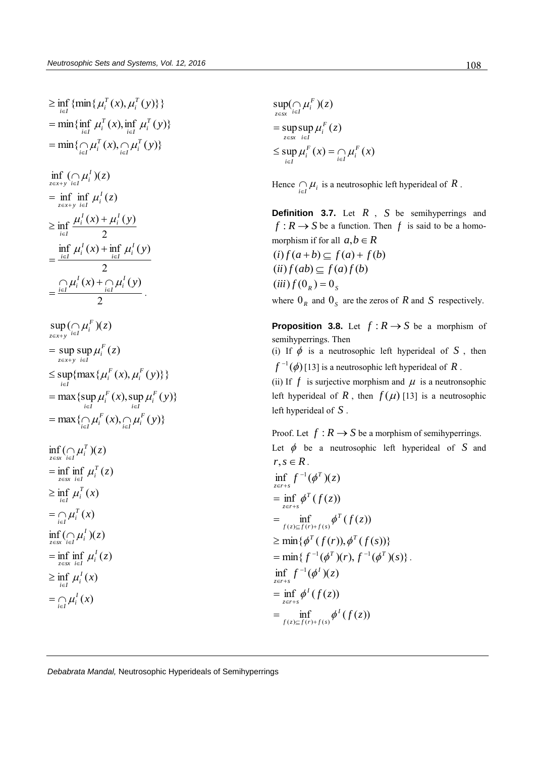$$\geq \inf_{i \in I} \{\min\{\mu_i^T(x), \mu_i^T(y)\}\}$$
$$= \min\{\inf_{i \in I} \mu_i^T(x), \inf_{i \in I} \mu_i^T(y)\}$$
$$= \min\{\bigcap_{i \in I} \mu_i^T(x), \bigcap_{i \in I} \mu_i^T(y)\}$$

$$\inf_{z \in x+y} (\bigcap_{i \in I} \mu_i^I)(z)$$
$$= \inf_{z \in x+y} \inf_{i \in I} \mu_i^I(z)$$
$$\geq \inf_{i \in I} \frac{\mu_i^I(x) + \mu_i^I(y)}{2}$$
$$= \frac{\inf_{i \in I} \mu_i^I(x) + \inf_{i \in I} \mu_i^I(y)}{2}$$
$$= \frac{\bigcap_{i \in I} \mu_i^I(x) + \bigcap_{i \in I} \mu_i^I(y)}{2}.$$

$$\sup_{z \in x+y} (\bigcap_{i \in I} \mu_i^F)(z)$$
$$= \sup_{z \in x+y} \sup_{i \in I} \mu_i^F(z)$$
$$\leq \sup_{i \in I} \{\max\{\mu_i^F(x), \mu_i^F(y)\}\}$$
$$= \max\{\sup_{i \in I} \mu_i^F(x), \sup_{i \in I} \mu_i^F(y)\}$$
$$= \max\{\bigcap_{i \in I} \mu_i^F(x), \bigcap_{i \in I} \mu_i^F(y)\}$$

$$\inf_{z \in sx} (\bigcap_{i \in I} \mu_i^T)(z)$$
$$= \inf_{z \in sx} \inf_{i \in I} \mu_i^T(z)$$
$$\geq \inf_{i \in I} \mu_i^T(x)$$
$$= \bigcap_{i \in I} \mu_i^T(x)$$
$$\inf_{z \in sx} (\bigcap_{i \in I} \mu_i^I)(z)$$
$$= \inf_{z \in sx} \inf_{i \in I} \mu_i^I(z)$$
$$\geq \inf_{i \in I} \mu_i^I(x)$$
$$= \bigcap_{i \in I} \mu_i^I(x)$$

$$\sup_{z \in sx} (\bigcap_{i \in I} \mu_i^F)(z)$$
$$= \sup_{z \in sx} \sup_{i \in I} \mu_i^F(z)$$
$$\leq \sup_{i \in I} \mu_i^F(x) = \bigcap_{i \in I} \mu_i^F(x)$$

Hence $\bigcap_{i \in I} \mu_i$ is a neutrosophic left hyperideal of $R$.

**Definition 3.7.** Let $R$, $S$ be semihyperrings and $f : R \to S$ be a function. Then $f$ is said to be a homomorphism if for all $a, b \in R$

$(i)\, f(a+b) \subseteq f(a) + f(b)$

$(ii)\, f(ab) \subseteq f(a) f(b)$

$(iii)\, f(0_R) = 0_S$

where $0_R$ and $0_S$ are the zeros of $R$ and $S$ respectively.

**Proposition 3.8.** Let $f : R \to S$ be a morphism of semihyperrings. Then

(i) If $\phi$ is a neutrosophic left hyperideal of $S$, then $f^{-1}(\phi)$ [13] is a neutrosophic left hyperideal of $R$.

(ii) If $f$ is surjective morphism and $\mu$ is a neutronsophic left hyperideal of $R$, then $f(\mu)$ [13] is a neutrosophic left hyperideal of $S$.

Proof. Let $f : R \to S$ be a morphism of semihyperrings. Let $\phi$ be a neutrosophic left hyperideal of $S$ and $r, s \in R$.

$$\inf_{z \in r+s} f^{-1}(\phi^T)(z)$$
$$= \inf_{z \in r+s} \phi^T(f(z))$$
$$= \inf_{f(z) \subseteq f(r)+f(s)} \phi^T(f(z))$$
$$\geq \min\{\phi^T(f(r)), \phi^T(f(s))\}$$
$$= \min\{f^{-1}(\phi^T)(r), f^{-1}(\phi^T)(s)\}.$$
$$\inf_{z \in r+s} f^{-1}(\phi^I)(z)$$
$$= \inf_{z \in r+s} \phi^I(f(z))$$
$$= \inf_{f(z) \subseteq f(r)+f(s)} \phi^I(f(z))$$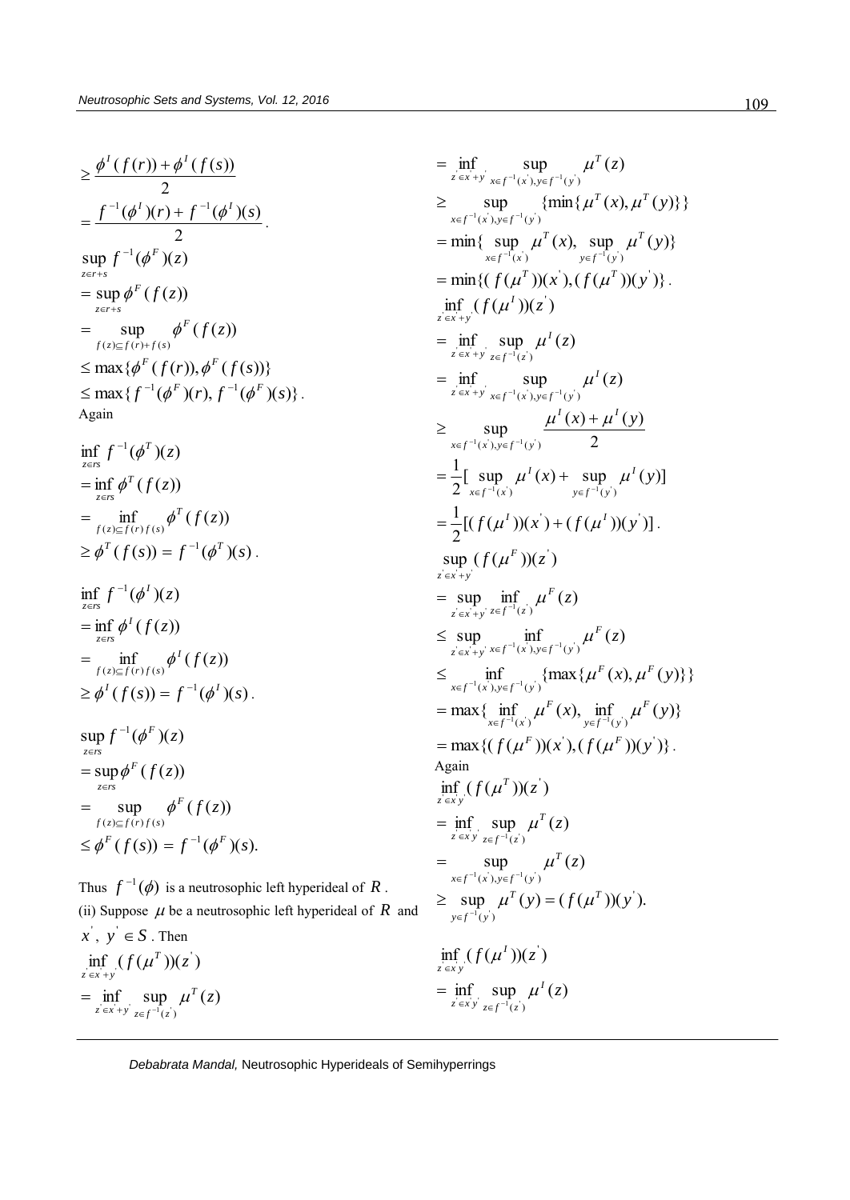$$\geq \frac{\phi^I(f(r))+\phi^I(f(s))}{2}$$

$$= \frac{f^{-1}(\phi^I)(r)+f^{-1}(\phi^I)(s)}{2}.$$

$$\sup_{z\in r+s} f^{-1}(\phi^F)(z)$$

$$= \sup_{z\in r+s} \phi^F(f(z))$$

$$= \sup_{f(z)\subseteq f(r)+f(s)} \phi^F(f(z))$$

$$\leq \max\{\phi^F(f(r)), \phi^F(f(s))\}$$

$$\leq \max\{f^{-1}(\phi^F)(r), f^{-1}(\phi^F)(s)\}.$$

Again

$$\inf_{z\in rs} f^{-1}(\phi^T)(z)$$

$$= \inf_{z\in rs} \phi^T(f(z))$$

$$= \inf_{f(z)\subseteq f(r)f(s)} \phi^T(f(z))$$

$$\geq \phi^T(f(s)) = f^{-1}(\phi^T)(s).$$

$$\inf_{z\in rs} f^{-1}(\phi^I)(z)$$

$$= \inf_{z\in rs} \phi^I(f(z))$$

$$= \inf_{f(z)\subseteq f(r)f(s)} \phi^I(f(z))$$

$$\geq \phi^I(f(s)) = f^{-1}(\phi^I)(s).$$

$$\sup_{z\in rs} f^{-1}(\phi^F)(z)$$

$$= \sup_{z\in rs} \phi^F(f(z))$$

$$= \sup_{f(z)\subseteq f(r)f(s)} \phi^F(f(z))$$

$$\leq \phi^F(f(s)) = f^{-1}(\phi^F)(s).$$

Thus $f^{-1}(\phi)$ is a neutrosophic left hyperideal of $R$.

(ii) Suppose $\mu$ be a neutrosophic left hyperideal of $R$ and $x', y' \in S$. Then

$$\inf_{z'\in x'+y'} (f(\mu^T))(z')$$

$$= \inf_{z'\in x'+y'} \sup_{z\in f^{-1}(z')} \mu^T(z)$$

$$= \inf_{z'\in x'+y'} \sup_{x\in f^{-1}(x'), y\in f^{-1}(y')} \mu^T(z)$$

$$\geq \sup_{x\in f^{-1}(x'), y\in f^{-1}(y')} \{\min\{\mu^T(x), \mu^T(y)\}\}$$

$$= \min\{\sup_{x\in f^{-1}(x')} \mu^T(x), \sup_{y\in f^{-1}(y')} \mu^T(y)\}$$

$$= \min\{(f(\mu^T))(x'), (f(\mu^T))(y')\}.$$

$$\inf_{z'\in x'+y'} (f(\mu^I))(z')$$

$$= \inf_{z'\in x'+y'} \sup_{z\in f^{-1}(z')} \mu^I(z)$$

$$= \inf_{z'\in x'+y'} \sup_{x\in f^{-1}(x'), y\in f^{-1}(y')} \mu^I(z)$$

$$\geq \sup_{x\in f^{-1}(x'), y\in f^{-1}(y')} \frac{\mu^I(x)+\mu^I(y)}{2}$$

$$= \frac{1}{2}[\sup_{x\in f^{-1}(x')} \mu^I(x) + \sup_{y\in f^{-1}(y')} \mu^I(y)]$$

$$= \frac{1}{2}[(f(\mu^I))(x') + (f(\mu^I))(y')].$$

$$\sup_{z'\in x'+y'} (f(\mu^F))(z')$$

$$= \sup_{z'\in x'+y'} \inf_{z\in f^{-1}(z')} \mu^F(z)$$

$$\leq \sup_{z'\in x'+y'} \inf_{x\in f^{-1}(x'), y\in f^{-1}(y')} \mu^F(z)$$

$$\leq \inf_{x\in f^{-1}(x'), y\in f^{-1}(y')} \{\max\{\mu^F(x), \mu^F(y)\}\}$$

$$= \max\{\inf_{x\in f^{-1}(x')} \mu^F(x), \inf_{y\in f^{-1}(y')} \mu^F(y)\}$$

$$= \max\{(f(\mu^F))(x'), (f(\mu^F))(y')\}.$$

Again

$$\inf_{z'\in x'y'} (f(\mu^T))(z')$$

$$= \inf_{z'\in x'y'} \sup_{z\in f^{-1}(z')} \mu^T(z)$$

$$= \sup_{x\in f^{-1}(x'), y\in f^{-1}(y')} \mu^T(z)$$

$$\geq \sup_{y\in f^{-1}(y')} \mu^T(y) = (f(\mu^T))(y').$$

$$\inf_{z'\in x'y'} (f(\mu^I))(z')$$

$$= \inf_{z'\in x'y'} \sup_{z\in f^{-1}(z')} \mu^I(z)$$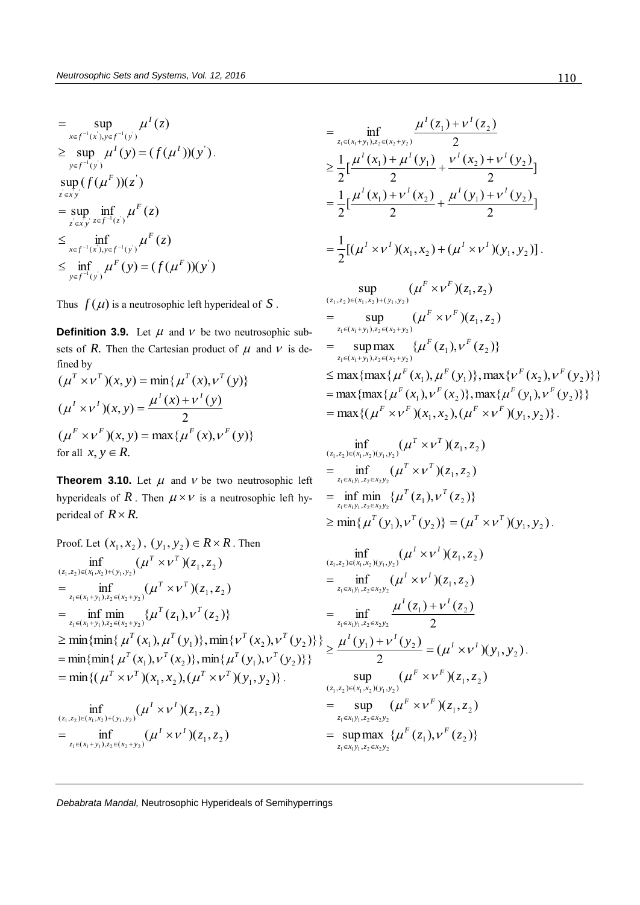$$= \sup_{x\in f^{-1}(x'),y\in f^{-1}(y')} \mu^I(z)$$
$$\geq \sup_{y\in f^{-1}(y')} \mu^I(y) = (f(\mu^I))(y').$$

$$\sup_{z'\in x'y'} (f(\mu^F))(z')$$
$$= \sup_{z'\in x'y'} \inf_{z\in f^{-1}(z')} \mu^F(z)$$
$$\leq \inf_{x\in f^{-1}(x'),y\in f^{-1}(y')} \mu^F(z)$$
$$\leq \inf_{y\in f^{-1}(y')} \mu^F(y) = (f(\mu^F))(y')$$

Thus $f(\mu)$ is a neutrosophic left hyperideal of $S$.

**Definition 3.9.** Let $\mu$ and $\nu$ be two neutrosophic subsets of $R$. Then the Cartesian product of $\mu$ and $\nu$ is defined by

$$(\mu^T \times \nu^T)(x,y) = \min\{\mu^T(x), \nu^T(y)\}$$
$$(\mu^I \times \nu^I)(x,y) = \frac{\mu^I(x)+\nu^I(y)}{2}$$
$$(\mu^F \times \nu^F)(x,y) = \max\{\mu^F(x), \nu^F(y)\}$$

for all $x, y \in R$.

**Theorem 3.10.** Let $\mu$ and $\nu$ be two neutrosophic left hyperideals of $R$. Then $\mu \times \nu$ is a neutrosophic left hyperideal of $R \times R$.

Proof. Let $(x_1, x_2)$, $(y_1, y_2) \in R \times R$. Then

$$\inf_{(z_1,z_2)\in(x_1,x_2)+(y_1,y_2)} (\mu^T \times \nu^T)(z_1,z_2)$$
$$= \inf_{z_1\in(x_1+y_1),z_2\in(x_2+y_2)} (\mu^T \times \nu^T)(z_1,z_2)$$
$$= \inf_{z_1\in(x_1+y_1),z_2\in(x_2+y_2)} \min\{\mu^T(z_1), \nu^T(z_2)\}$$
$$\geq \min\{\min\{\mu^T(x_1), \mu^T(y_1)\}, \min\{\nu^T(x_2), \nu^T(y_2)\}\}$$
$$= \min\{\min\{\mu^T(x_1), \nu^T(x_2)\}, \min\{\mu^T(y_1), \nu^T(y_2)\}\}$$
$$= \min\{(\mu^T \times \nu^T)(x_1,x_2), (\mu^T \times \nu^T)(y_1,y_2)\}.$$

$$\inf_{(z_1,z_2)\in(x_1,x_2)+(y_1,y_2)} (\mu^I \times \nu^I)(z_1,z_2)$$
$$= \inf_{z_1\in(x_1+y_1),z_2\in(x_2+y_2)} (\mu^I \times \nu^I)(z_1,z_2)$$
$$= \inf_{z_1\in(x_1+y_1),z_2\in(x_2+y_2)} \frac{\mu^I(z_1)+\nu^I(z_2)}{2}$$
$$\geq \frac{1}{2}\left[\frac{\mu^I(x_1)+\mu^I(y_1)}{2} + \frac{\nu^I(x_2)+\nu^I(y_2)}{2}\right]$$
$$= \frac{1}{2}\left[\frac{\mu^I(x_1)+\nu^I(x_2)}{2} + \frac{\mu^I(y_1)+\nu^I(y_2)}{2}\right]$$
$$= \frac{1}{2}[(\mu^I \times \nu^I)(x_1,x_2) + (\mu^I \times \nu^I)(y_1,y_2)].$$

$$\sup_{(z_1,z_2)\in(x_1,x_2)+(y_1,y_2)} (\mu^F \times \nu^F)(z_1,z_2)$$
$$= \sup_{z_1\in(x_1+y_1),z_2\in(x_2+y_2)} (\mu^F \times \nu^F)(z_1,z_2)$$
$$= \sup_{z_1\in(x_1+y_1),z_2\in(x_2+y_2)} \max\{\mu^F(z_1), \nu^F(z_2)\}$$
$$\leq \max\{\max\{\mu^F(x_1), \mu^F(y_1)\}, \max\{\nu^F(x_2), \nu^F(y_2)\}\}$$
$$= \max\{\max\{\mu^F(x_1), \nu^F(x_2)\}, \max\{\mu^F(y_1), \nu^F(y_2)\}\}$$
$$= \max\{(\mu^F \times \nu^F)(x_1,x_2), (\mu^F \times \nu^F)(y_1,y_2)\}.$$

$$\inf_{(z_1,z_2)\in(x_1,x_2)(y_1,y_2)} (\mu^T \times \nu^T)(z_1,z_2)$$
$$= \inf_{z_1\in x_1y_1,z_2\in x_2y_2} (\mu^T \times \nu^T)(z_1,z_2)$$
$$= \inf_{z_1\in x_1y_1,z_2\in x_2y_2} \min\{\mu^T(z_1), \nu^T(z_2)\}$$
$$\geq \min\{\mu^T(y_1), \nu^T(y_2)\} = (\mu^T \times \nu^T)(y_1,y_2).$$

$$\inf_{(z_1,z_2)\in(x_1,x_2)(y_1,y_2)} (\mu^I \times \nu^I)(z_1,z_2)$$
$$= \inf_{z_1\in x_1y_1,z_2\in x_2y_2} (\mu^I \times \nu^I)(z_1,z_2)$$
$$= \inf_{z_1\in x_1y_1,z_2\in x_2y_2} \frac{\mu^I(z_1)+\nu^I(z_2)}{2}$$
$$\geq \frac{\mu^I(y_1)+\nu^I(y_2)}{2} = (\mu^I \times \nu^I)(y_1,y_2).$$

$$\sup_{(z_1,z_2)\in(x_1,x_2)(y_1,y_2)} (\mu^F \times \nu^F)(z_1,z_2)$$
$$= \sup_{z_1\in x_1y_1,z_2\in x_2y_2} (\mu^F \times \nu^F)(z_1,z_2)$$
$$= \sup_{z_1\in x_1y_1,z_2\in x_2y_2} \max\{\mu^F(z_1), \nu^F(z_2)\}$$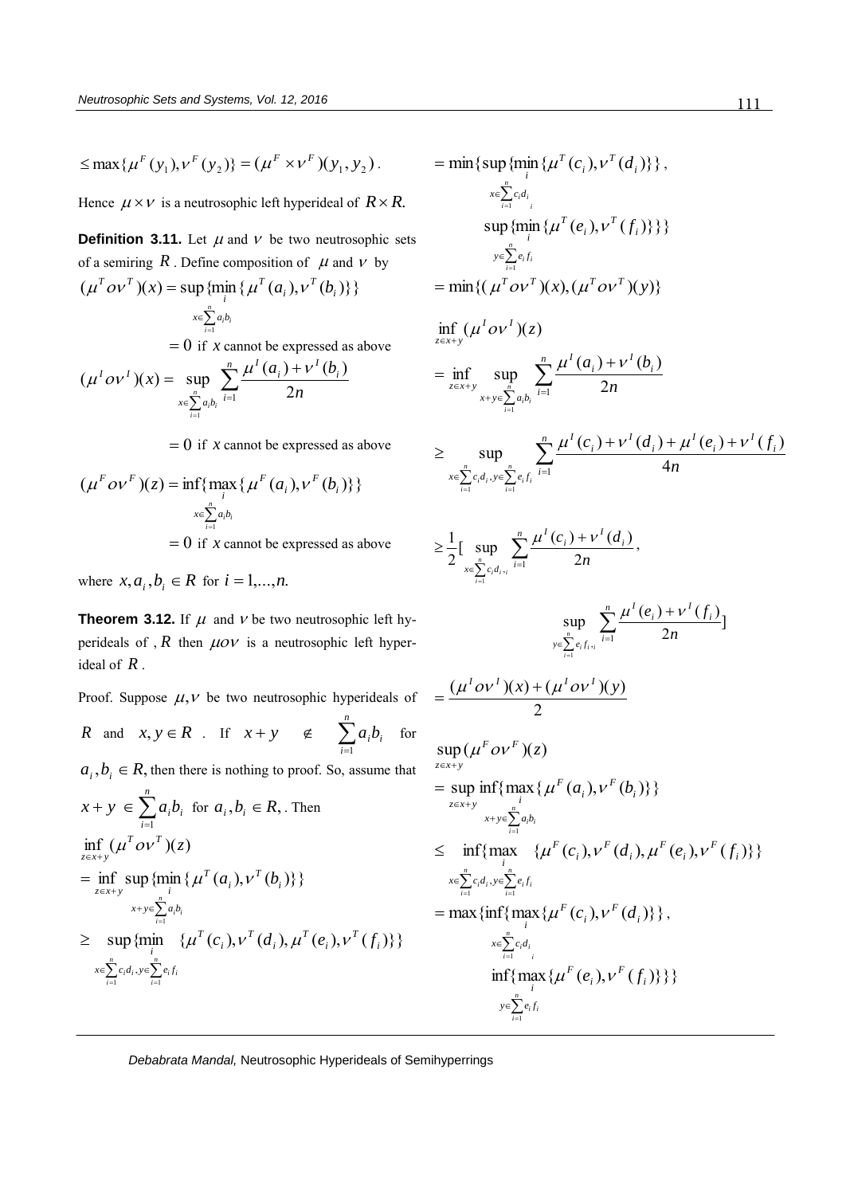$$\leq \max\{\mu^F(y_1), \nu^F(y_2)\} = (\mu^F \times \nu^F)(y_1, y_2).$$

Hence $\mu \times \nu$ is a neutrosophic left hyperideal of $R \times R.$

**Definition 3.11.** Let $\mu$ and $\nu$ be two neutrosophic sets of a semiring $R$. Define composition of $\mu$ and $\nu$ by

$$(\mu^T o \nu^T)(x) = \sup_{x \in \sum_{i=1}^{n} a_i b_i} \{\min_i \{\mu^T(a_i), \nu^T(b_i)\}\}$$

$= 0$ if $x$ cannot be expressed as above

$$(\mu^I o \nu^I)(x) = \sup_{x \in \sum_{i=1}^{n} a_i b_i} \sum_{i=1}^{n} \frac{\mu^I(a_i) + \nu^I(b_i)}{2n}$$

$= 0$ if $x$ cannot be expressed as above

$$(\mu^F o \nu^F)(z) = \inf_{x \in \sum_{i=1}^{n} a_i b_i} \{\max_i \{\mu^F(a_i), \nu^F(b_i)\}\}$$

$= 0$ if $x$ cannot be expressed as above

where $x, a_i, b_i \in R$ for $i = 1, \ldots, n.$

**Theorem 3.12.** If $\mu$ and $\nu$ be two neutrosophic left hyperideals of , $R$ then $\mu o \nu$ is a neutrosophic left hyperideal of $R$.

Proof. Suppose $\mu, \nu$ be two neutrosophic hyperideals of $R$ and $x, y \in R$. If $x + y \notin \sum_{i=1}^{n} a_i b_i$ for $a_i, b_i \in R,$ then there is nothing to proof. So, assume that $x + y \in \sum_{i=1}^{n} a_i b_i$ for $a_i, b_i \in R,$. Then

$$\inf_{z \in x+y} (\mu^T o \nu^T)(z)$$

$$= \inf_{z \in x+y} \sup_{x+y \in \sum_{i=1}^{n} a_i b_i} \{\min_i \{\mu^T(a_i), \nu^T(b_i)\}\}$$

$$\geq \sup_{x \in \sum_{i=1}^{n} c_i d_i, y \in \sum_{i=1}^{n} e_i f_i} \{\min_i \{\mu^T(c_i), \nu^T(d_i), \mu^T(e_i), \nu^T(f_i)\}\}$$

$$= \min\{\sup_{x \in \sum_{i=1}^{n} c_i d_i} \{\min_i \{\mu^T(c_i), \nu^T(d_i)\}\}, \sup_{y \in \sum_{i=1}^{n} e_i f_i} \{\min_i \{\mu^T(e_i), \nu^T(f_i)\}\}\}$$

$$= \min\{(\mu^T o \nu^T)(x), (\mu^T o \nu^T)(y)\}$$

$$\inf_{z \in x+y} (\mu^I o \nu^I)(z)$$

$$= \inf_{z \in x+y} \sup_{x+y \in \sum_{i=1}^{n} a_i b_i} \sum_{i=1}^{n} \frac{\mu^I(a_i) + \nu^I(b_i)}{2n}$$

$$\geq \sup_{x \in \sum_{i=1}^{n} c_i d_i, y \in \sum_{i=1}^{n} e_i f_i} \sum_{i=1}^{n} \frac{\mu^I(c_i) + \nu^I(d_i) + \mu^I(e_i) + \nu^I(f_i)}{4n}$$

$$\geq \frac{1}{2}[\sup_{x \in \sum_{i=1}^{n} c_i d_i} \sum_{i=1}^{n} \frac{\mu^I(c_i) + \nu^I(d_i)}{2n}, \sup_{y \in \sum_{i=1}^{n} e_i f_i} \sum_{i=1}^{n} \frac{\mu^I(e_i) + \nu^I(f_i)}{2n}]$$

$$= \frac{(\mu^I o \nu^I)(x) + (\mu^I o \nu^I)(y)}{2}$$

$$\sup_{z \in x+y} (\mu^F o \nu^F)(z)$$

$$= \sup_{z \in x+y} \inf_{x+y \in \sum_{i=1}^{n} a_i b_i} \{\max_i \{\mu^F(a_i), \nu^F(b_i)\}\}$$

$$\leq \inf_{x \in \sum_{i=1}^{n} c_i d_i, y \in \sum_{i=1}^{n} e_i f_i} \{\max_i \{\mu^F(c_i), \nu^F(d_i), \mu^F(e_i), \nu^F(f_i)\}\}$$

$$= \max\{\inf_{x \in \sum_{i=1}^{n} c_i d_i} \{\max_i \{\mu^F(c_i), \nu^F(d_i)\}\}, \inf_{y \in \sum_{i=1}^{n} e_i f_i} \{\max_i \{\mu^F(e_i), \nu^F(f_i)\}\}\}$$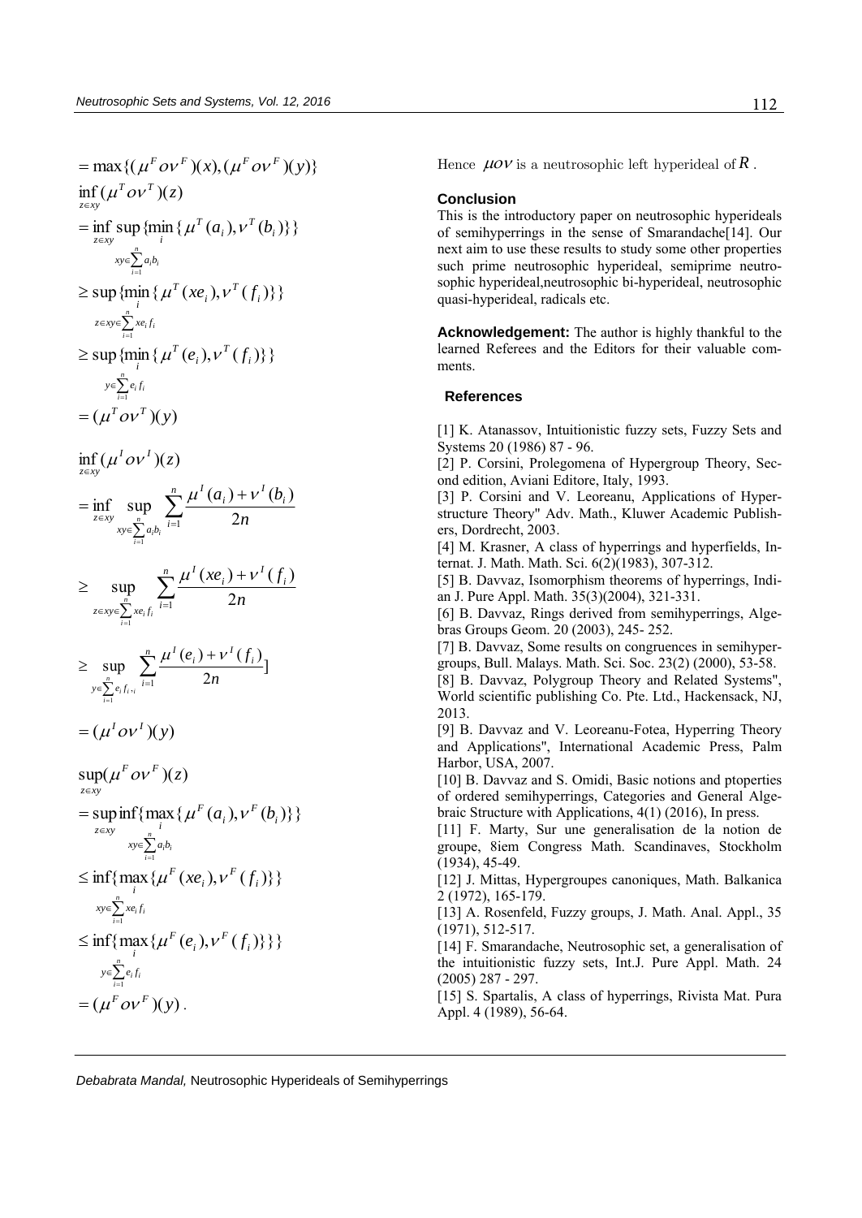$$= \max\{(\mu^F o \nu^F)(x), (\mu^F o \nu^F)(y)\}$$

$$\inf_{z \in xy} (\mu^T o \nu^T)(z)$$

$$= \inf_{z \in xy} \sup_{xy \in \sum_{i=1}^{n} a_i b_i} \{\min_i \{\mu^T(a_i), \nu^T(b_i)\}\}$$

$$\geq \sup_{z \in xy \in \sum_{i=1}^{n} xe_i f_i} \{\min_i \{\mu^T(xe_i), \nu^T(f_i)\}\}$$

$$\geq \sup_{y \in \sum_{i=1}^{n} e_i f_i} \{\min_i \{\mu^T(e_i), \nu^T(f_i)\}\}$$

$$= (\mu^T o \nu^T)(y)$$

$$\inf_{z \in xy} (\mu^I o \nu^I)(z)$$

$$= \inf_{z \in xy} \sup_{xy \in \sum_{i=1}^{n} a_i b_i} \sum_{i=1}^{n} \frac{\mu^I(a_i) + \nu^I(b_i)}{2n}$$

$$\geq \sup_{z \in xy \in \sum_{i=1}^{n} xe_i f_i} \sum_{i=1}^{n} \frac{\mu^I(xe_i) + \nu^I(f_i)}{2n}$$

$$\geq \sup_{y \in \sum_{i=1}^{n} e_i f_{i,i}} \sum_{i=1}^{n} \frac{\mu^I(e_i) + \nu^I(f_i)}{2n}]$$

$$= (\mu^I o \nu^I)(y)$$

$$\sup_{z \in xy} (\mu^F o \nu^F)(z)$$

$$= \sup_{z \in xy} \inf_{xy \in \sum_{i=1}^{n} a_i b_i} \{\max_i \{\mu^F(a_i), \nu^F(b_i)\}\}$$

$$\leq \inf_{xy \in \sum_{i=1}^{n} xe_i f_i} \{\max_i \{\mu^F(xe_i), \nu^F(f_i)\}\}$$

$$\leq \inf_{y \in \sum_{i=1}^{n} e_i f_i} \{\max_i \{\mu^F(e_i), \nu^F(f_i)\}\}\}$$

$$= (\mu^F o \nu^F)(y).$$

Hence $\mu o \nu$ is a neutrosophic left hyperideal of $R$.

## Conclusion

This is the introductory paper on neutrosophic hyperideals of semihyperrings in the sense of Smarandache[14]. Our next aim to use these results to study some other properties such prime neutrosophic hyperideal, semiprime neutrosophic hyperideal,neutrosophic bi-hyperideal, neutrosophic quasi-hyperideal, radicals etc.

**Acknowledgement:** The author is highly thankful to the learned Referees and the Editors for their valuable comments.

## References

[1] K. Atanassov, Intuitionistic fuzzy sets, Fuzzy Sets and Systems 20 (1986) 87 - 96.

[2] P. Corsini, Prolegomena of Hypergroup Theory, Second edition, Aviani Editore, Italy, 1993.

[3] P. Corsini and V. Leoreanu, Applications of Hyperstructure Theory" Adv. Math., Kluwer Academic Publishers, Dordrecht, 2003.

[4] M. Krasner, A class of hyperrings and hyperfields, Internat. J. Math. Math. Sci. 6(2)(1983), 307-312.

[5] B. Davvaz, Isomorphism theorems of hyperrings, Indian J. Pure Appl. Math. 35(3)(2004), 321-331.

[6] B. Davvaz, Rings derived from semihyperrings, Algebras Groups Geom. 20 (2003), 245- 252.

[7] B. Davvaz, Some results on congruences in semihypergroups, Bull. Malays. Math. Sci. Soc. 23(2) (2000), 53-58.

[8] B. Davvaz, Polygroup Theory and Related Systems", World scientific publishing Co. Pte. Ltd., Hackensack, NJ, 2013.

[9] B. Davvaz and V. Leoreanu-Fotea, Hyperring Theory and Applications", International Academic Press, Palm Harbor, USA, 2007.

[10] B. Davvaz and S. Omidi, Basic notions and ptoperties of ordered semihyperrings, Categories and General Algebraic Structure with Applications, 4(1) (2016), In press.

[11] F. Marty, Sur une generalisation de la notion de groupe, 8iem Congress Math. Scandinaves, Stockholm (1934), 45-49.

[12] J. Mittas, Hypergroupes canoniques, Math. Balkanica 2 (1972), 165-179.

[13] A. Rosenfeld, Fuzzy groups, J. Math. Anal. Appl., 35 (1971), 512-517.

[14] F. Smarandache, Neutrosophic set, a generalisation of the intuitionistic fuzzy sets, Int.J. Pure Appl. Math. 24 (2005) 287 - 297.

[15] S. Spartalis, A class of hyperrings, Rivista Mat. Pura Appl. 4 (1989), 56-64.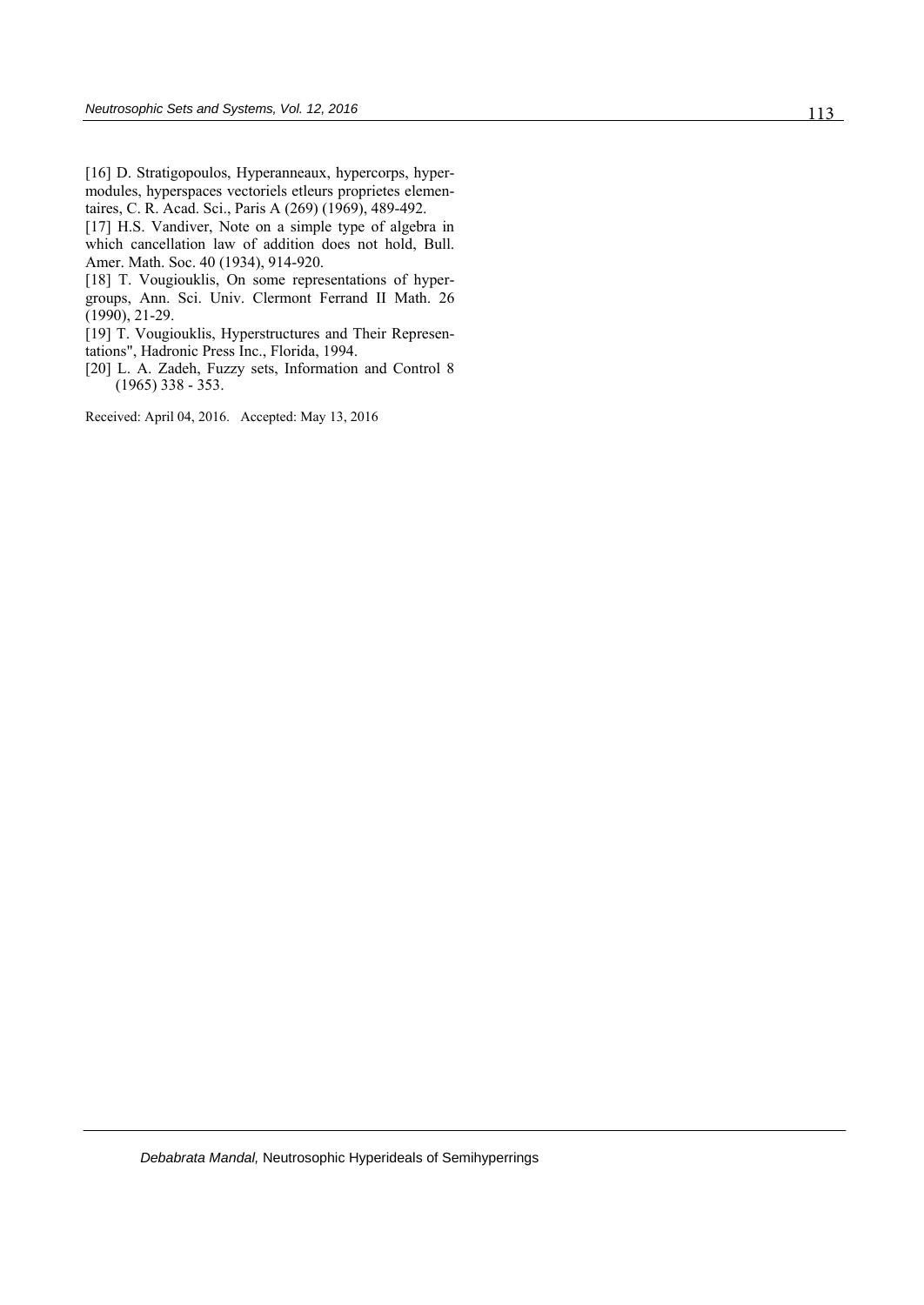[16] D. Stratigopoulos, Hyperanneaux, hypercorps, hypermodules, hyperspaces vectoriels etleurs proprietes elementaires, C. R. Acad. Sci., Paris A (269) (1969), 489-492.

[17] H.S. Vandiver, Note on a simple type of algebra in which cancellation law of addition does not hold, Bull. Amer. Math. Soc. 40 (1934), 914-920.

[18] T. Vougiouklis, On some representations of hypergroups, Ann. Sci. Univ. Clermont Ferrand II Math. 26 (1990), 21-29.

[19] T. Vougiouklis, Hyperstructures and Their Representations", Hadronic Press Inc., Florida, 1994.

[20] L. A. Zadeh, Fuzzy sets, Information and Control 8 (1965) 338 - 353.

Received: April 04, 2016. Accepted: May 13, 2016